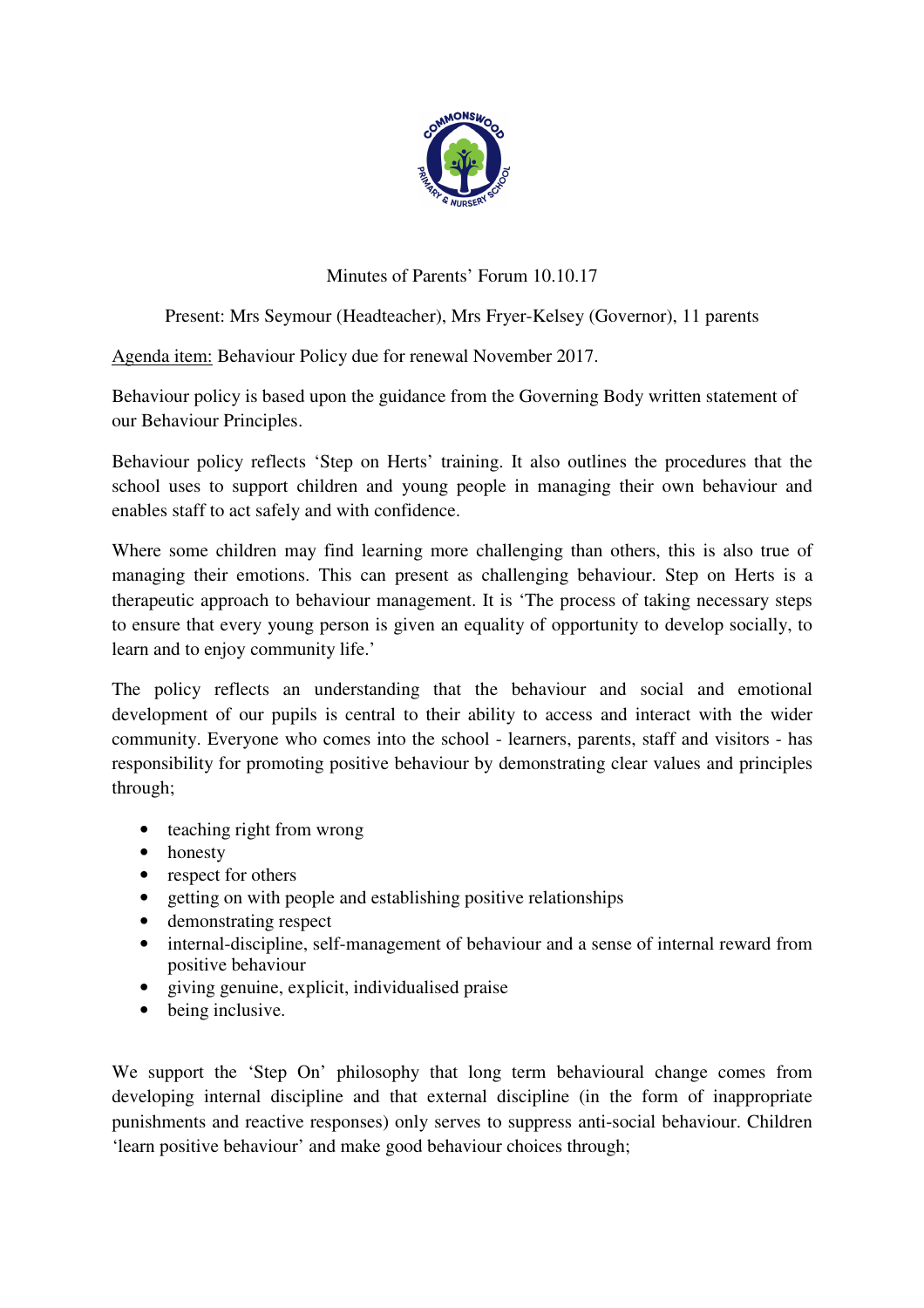Minutes of Parents' Forum 10.10.17

Present: Mrs Seymour (Headteacher), Mrs Fryer-Kelsey (Governor), 11 parents

Agenda item: Behaviour Policy due for renewal November 2017.

Behaviour policy is based upon the guidance from the Governing Body written statement of our Behaviour Principles.

Behaviour policy reflects 'Step on Herts' training. It also outlines the procedures that the school uses to support children and young people in managing their own behaviour and enables staff to act safely and with confidence.

Where some children may find learning more challenging than others, this is also true of managing their emotions. This can present as challenging behaviour. Step on Herts is a therapeutic approach to behaviour management. It is 'The process of taking necessary steps to ensure that every young person is given an equality of opportunity to develop socially, to learn and to enjoy community life.'

The policy reflects an understanding that the behaviour and social and emotional development of our pupils is central to their ability to access and interact with the wider community. Everyone who comes into the school - learners, parents, staff and visitors - has responsibility for promoting positive behaviour by demonstrating clear values and principles through;

- teaching right from wrong
- honesty
- respect for others
- getting on with people and establishing positive relationships
- demonstrating respect
- internal-discipline, self-management of behaviour and a sense of internal reward from positive behaviour
- giving genuine, explicit, individualised praise
- being inclusive.

We support the 'Step On' philosophy that long term behavioural change comes from developing internal discipline and that external discipline (in the form of inappropriate punishments and reactive responses) only serves to suppress anti-social behaviour. Children 'learn positive behaviour' and make good behaviour choices through;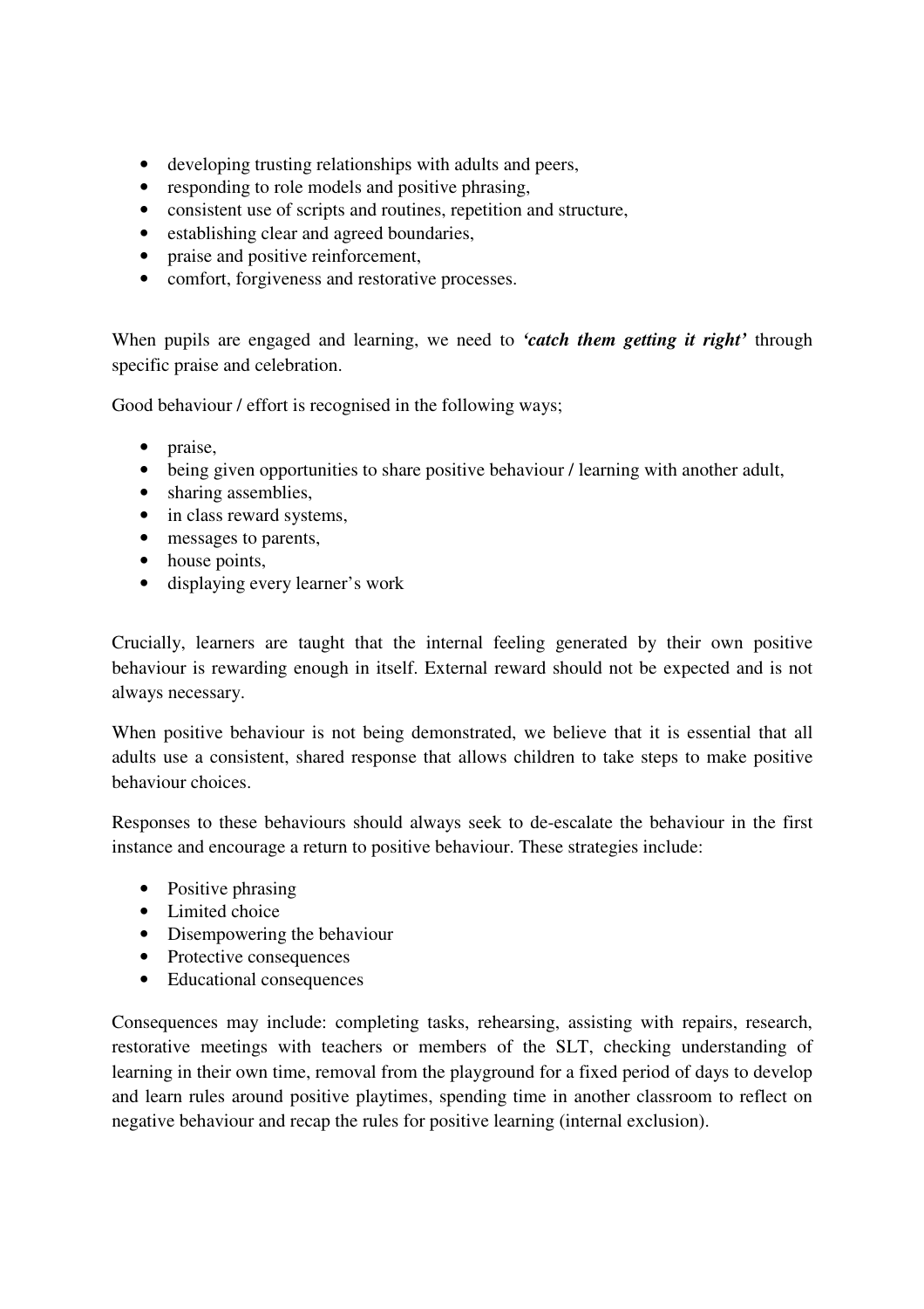- developing trusting relationships with adults and peers,
- responding to role models and positive phrasing,
- consistent use of scripts and routines, repetition and structure,
- establishing clear and agreed boundaries,
- praise and positive reinforcement,
- comfort, forgiveness and restorative processes.

When pupils are engaged and learning, we need to ***'catch them getting it right'*** through specific praise and celebration.

Good behaviour / effort is recognised in the following ways;

- praise,
- being given opportunities to share positive behaviour / learning with another adult,
- sharing assemblies,
- in class reward systems,
- messages to parents,
- house points,
- displaying every learner's work

Crucially, learners are taught that the internal feeling generated by their own positive behaviour is rewarding enough in itself. External reward should not be expected and is not always necessary.

When positive behaviour is not being demonstrated, we believe that it is essential that all adults use a consistent, shared response that allows children to take steps to make positive behaviour choices.

Responses to these behaviours should always seek to de-escalate the behaviour in the first instance and encourage a return to positive behaviour. These strategies include:

- Positive phrasing
- Limited choice
- Disempowering the behaviour
- Protective consequences
- Educational consequences

Consequences may include: completing tasks, rehearsing, assisting with repairs, research, restorative meetings with teachers or members of the SLT, checking understanding of learning in their own time, removal from the playground for a fixed period of days to develop and learn rules around positive playtimes, spending time in another classroom to reflect on negative behaviour and recap the rules for positive learning (internal exclusion).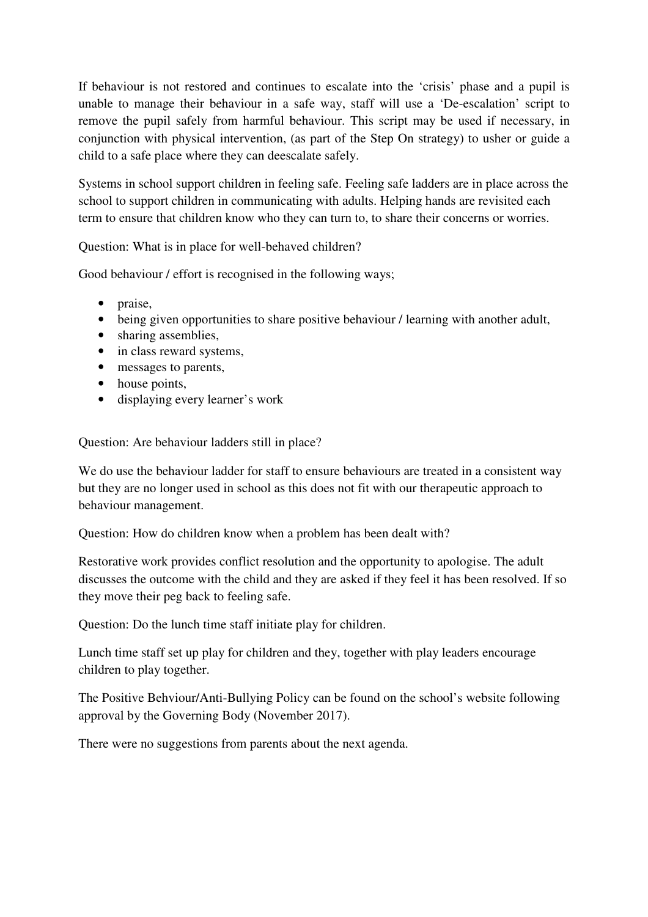If behaviour is not restored and continues to escalate into the 'crisis' phase and a pupil is unable to manage their behaviour in a safe way, staff will use a 'De-escalation' script to remove the pupil safely from harmful behaviour. This script may be used if necessary, in conjunction with physical intervention, (as part of the Step On strategy) to usher or guide a child to a safe place where they can deescalate safely.

Systems in school support children in feeling safe. Feeling safe ladders are in place across the school to support children in communicating with adults. Helping hands are revisited each term to ensure that children know who they can turn to, to share their concerns or worries.

Question: What is in place for well-behaved children?

Good behaviour / effort is recognised in the following ways;

- praise,
- being given opportunities to share positive behaviour / learning with another adult,
- sharing assemblies,
- in class reward systems,
- messages to parents,
- house points,
- displaying every learner's work

Question: Are behaviour ladders still in place?

We do use the behaviour ladder for staff to ensure behaviours are treated in a consistent way but they are no longer used in school as this does not fit with our therapeutic approach to behaviour management.

Question: How do children know when a problem has been dealt with?

Restorative work provides conflict resolution and the opportunity to apologise. The adult discusses the outcome with the child and they are asked if they feel it has been resolved. If so they move their peg back to feeling safe.

Question: Do the lunch time staff initiate play for children.

Lunch time staff set up play for children and they, together with play leaders encourage children to play together.

The Positive Behviour/Anti-Bullying Policy can be found on the school's website following approval by the Governing Body (November 2017).

There were no suggestions from parents about the next agenda.